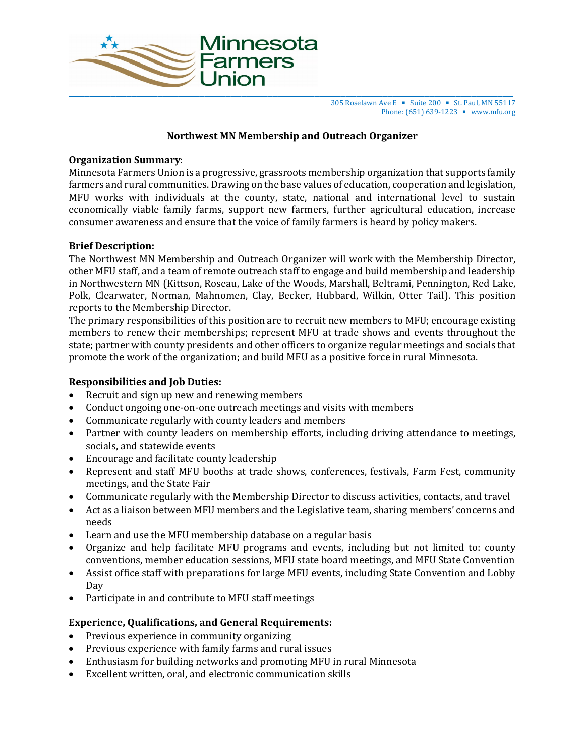Minnesota Farmers Union

305 Roselawn Ave E ▪ Suite 200 ▪ St. Paul, MN 55117
Phone: (651) 639-1223 ▪ www.mfu.org

# Northwest MN Membership and Outreach Organizer

**Organization Summary**:
Minnesota Farmers Union is a progressive, grassroots membership organization that supports family farmers and rural communities. Drawing on the base values of education, cooperation and legislation, MFU works with individuals at the county, state, national and international level to sustain economically viable family farms, support new farmers, further agricultural education, increase consumer awareness and ensure that the voice of family farmers is heard by policy makers.

**Brief Description:**
The Northwest MN Membership and Outreach Organizer will work with the Membership Director, other MFU staff, and a team of remote outreach staff to engage and build membership and leadership in Northwestern MN (Kittson, Roseau, Lake of the Woods, Marshall, Beltrami, Pennington, Red Lake, Polk, Clearwater, Norman, Mahnomen, Clay, Becker, Hubbard, Wilkin, Otter Tail). This position reports to the Membership Director.
The primary responsibilities of this position are to recruit new members to MFU; encourage existing members to renew their memberships; represent MFU at trade shows and events throughout the state; partner with county presidents and other officers to organize regular meetings and socials that promote the work of the organization; and build MFU as a positive force in rural Minnesota.

**Responsibilities and Job Duties:**

- Recruit and sign up new and renewing members
- Conduct ongoing one-on-one outreach meetings and visits with members
- Communicate regularly with county leaders and members
- Partner with county leaders on membership efforts, including driving attendance to meetings, socials, and statewide events
- Encourage and facilitate county leadership
- Represent and staff MFU booths at trade shows, conferences, festivals, Farm Fest, community meetings, and the State Fair
- Communicate regularly with the Membership Director to discuss activities, contacts, and travel
- Act as a liaison between MFU members and the Legislative team, sharing members' concerns and needs
- Learn and use the MFU membership database on a regular basis
- Organize and help facilitate MFU programs and events, including but not limited to: county conventions, member education sessions, MFU state board meetings, and MFU State Convention
- Assist office staff with preparations for large MFU events, including State Convention and Lobby Day
- Participate in and contribute to MFU staff meetings

**Experience, Qualifications, and General Requirements:**

- Previous experience in community organizing
- Previous experience with family farms and rural issues
- Enthusiasm for building networks and promoting MFU in rural Minnesota
- Excellent written, oral, and electronic communication skills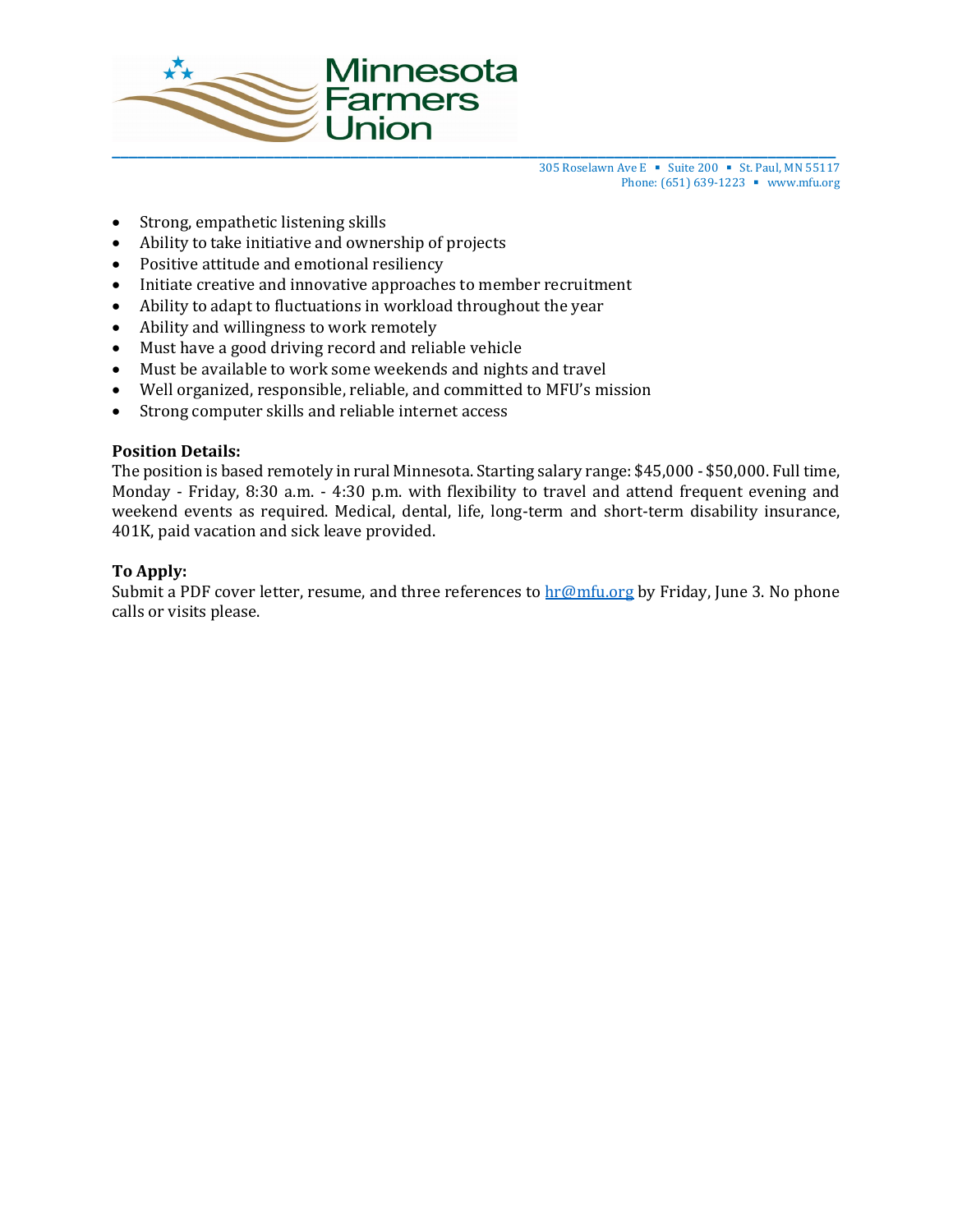- Strong, empathetic listening skills
- Ability to take initiative and ownership of projects
- Positive attitude and emotional resiliency
- Initiate creative and innovative approaches to member recruitment
- Ability to adapt to fluctuations in workload throughout the year
- Ability and willingness to work remotely
- Must have a good driving record and reliable vehicle
- Must be available to work some weekends and nights and travel
- Well organized, responsible, reliable, and committed to MFU's mission
- Strong computer skills and reliable internet access

**Position Details:**
The position is based remotely in rural Minnesota. Starting salary range: $45,000 - $50,000. Full time, Monday - Friday, 8:30 a.m. - 4:30 p.m. with flexibility to travel and attend frequent evening and weekend events as required. Medical, dental, life, long-term and short-term disability insurance, 401K, paid vacation and sick leave provided.

**To Apply:**
Submit a PDF cover letter, resume, and three references to hr@mfu.org by Friday, June 3. No phone calls or visits please.